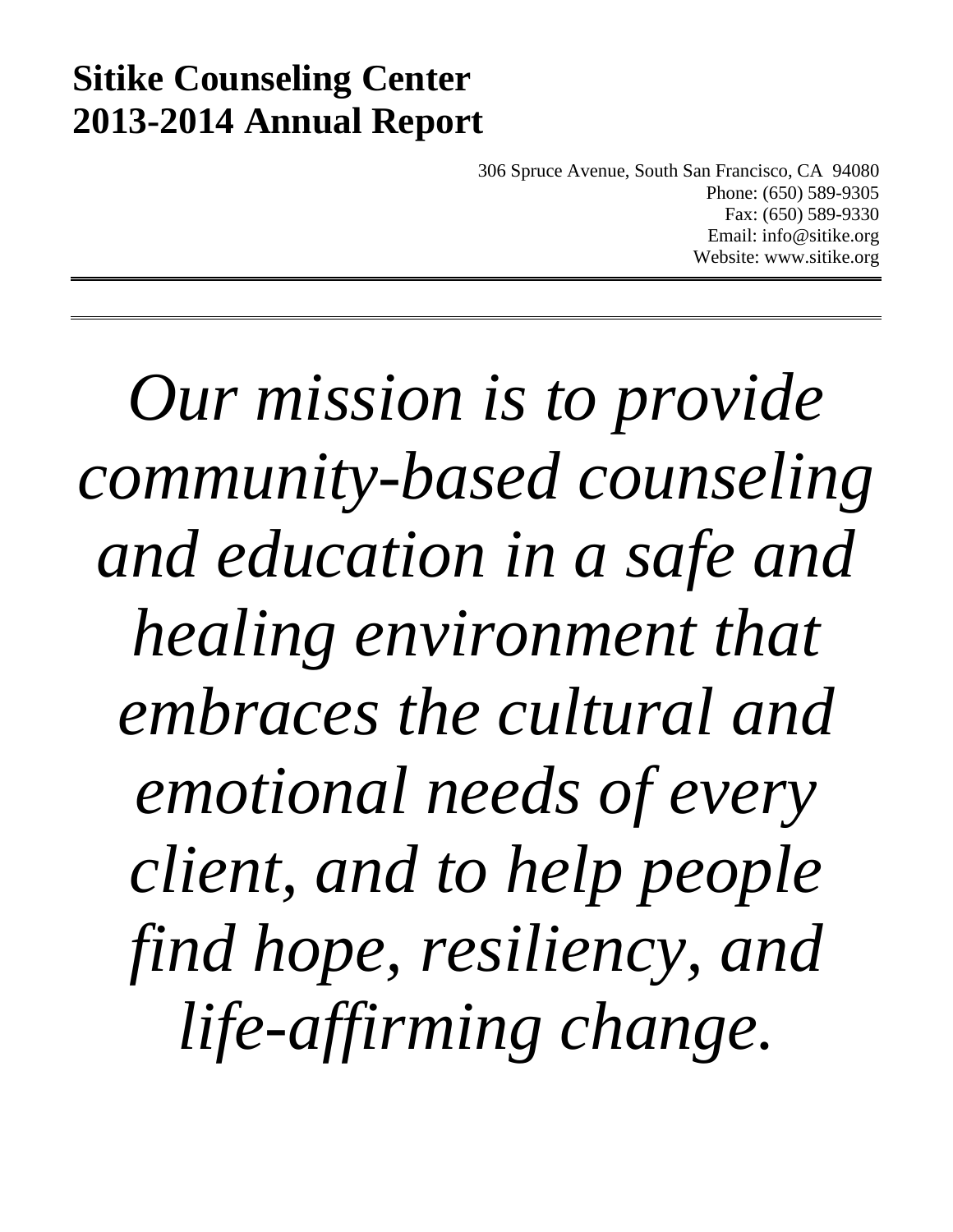# Sitike Counseling Center
# 2013-2014 Annual Report

306 Spruce Avenue, South San Francisco, CA 94080
Phone: (650) 589-9305
Fax: (650) 589-9330
Email: info@sitike.org
Website: www.sitike.org

---

---

*Our mission is to provide community-based counseling and education in a safe and healing environment that embraces the cultural and emotional needs of every client, and to help people find hope, resiliency, and life-affirming change.*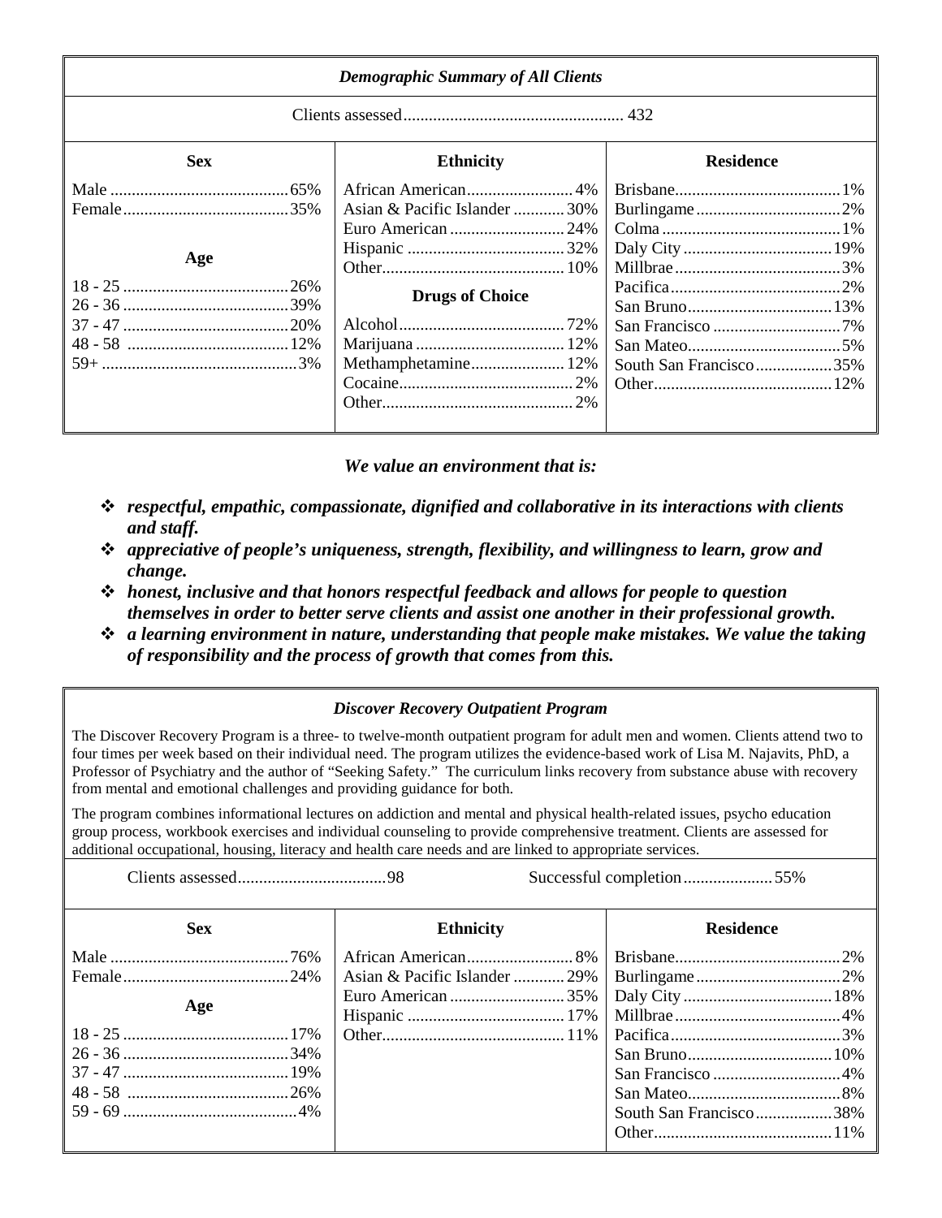### *Demographic Summary of All Clients*

Clients assessed .................................................... 432

| Sex | | Ethnicity | | Residence | |
|---|---|---|---|---|---|
| Male | 65% | African American | 4% | Brisbane | 1% |
| Female | 35% | Asian & Pacific Islander | 30% | Burlingame | 2% |
| | | Euro American | 24% | Colma | 1% |
| **Age** | | Hispanic | 32% | Daly City | 19% |
| 18 - 25 | 26% | Other | 10% | Millbrae | 3% |
| 26 - 36 | 39% | **Drugs of Choice** | | Pacifica | 2% |
| 37 - 47 | 20% | Alcohol | 72% | San Bruno | 13% |
| 48 - 58 | 12% | Marijuana | 12% | San Francisco | 7% |
| 59+ | 3% | Methamphetamine | 12% | San Mateo | 5% |
| | | Cocaine | 2% | South San Francisco | 35% |
| | | Other | 2% | Other | 12% |

***We value an environment that is:***

- ***respectful, empathic, compassionate, dignified and collaborative in its interactions with clients and staff.***
- ***appreciative of people's uniqueness, strength, flexibility, and willingness to learn, grow and change.***
- ***honest, inclusive and that honors respectful feedback and allows for people to question themselves in order to better serve clients and assist one another in their professional growth.***
- ***a learning environment in nature, understanding that people make mistakes. We value the taking of responsibility and the process of growth that comes from this.***

### *Discover Recovery Outpatient Program*

The Discover Recovery Program is a three- to twelve-month outpatient program for adult men and women. Clients attend two to four times per week based on their individual need. The program utilizes the evidence-based work of Lisa M. Najavits, PhD, a Professor of Psychiatry and the author of "Seeking Safety." The curriculum links recovery from substance abuse with recovery from mental and emotional challenges and providing guidance for both.

The program combines informational lectures on addiction and mental and physical health-related issues, psycho education group process, workbook exercises and individual counseling to provide comprehensive treatment. Clients are assessed for additional occupational, housing, literacy and health care needs and are linked to appropriate services.

Clients assessed .................................. 98 Successful completion .................... 55%

| Sex | | Ethnicity | | Residence | |
|---|---|---|---|---|---|
| Male | 76% | African American | 8% | Brisbane | 2% |
| Female | 24% | Asian & Pacific Islander | 29% | Burlingame | 2% |
| **Age** | | Euro American | 35% | Daly City | 18% |
| | | Hispanic | 17% | Millbrae | 4% |
| 18 - 25 | 17% | Other | 11% | Pacifica | 3% |
| 26 - 36 | 34% | | | San Bruno | 10% |
| 37 - 47 | 19% | | | San Francisco | 4% |
| 48 - 58 | 26% | | | San Mateo | 8% |
| 59 - 69 | 4% | | | South San Francisco | 38% |
| | | | | Other | 11% |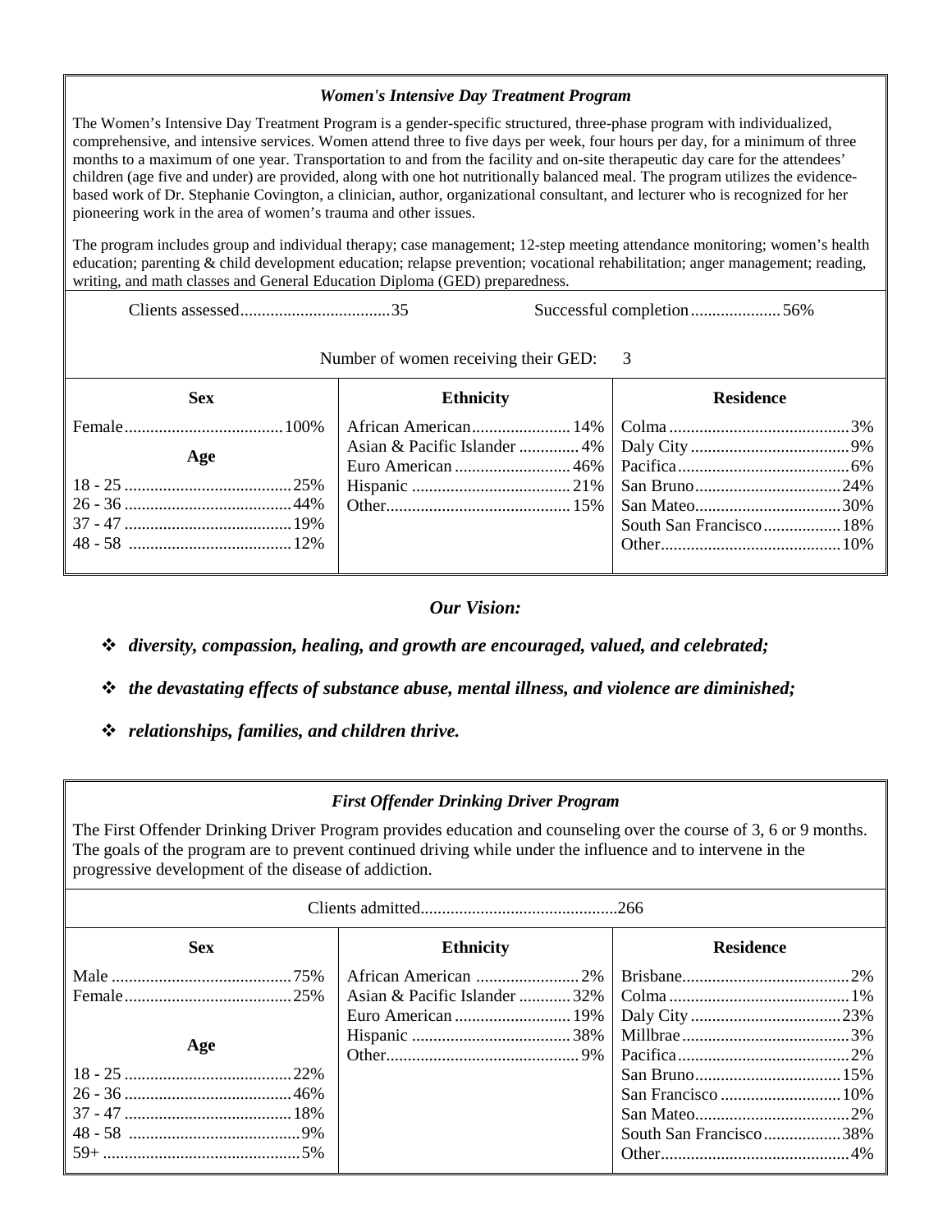### *Women's Intensive Day Treatment Program*

The Women's Intensive Day Treatment Program is a gender-specific structured, three-phase program with individualized, comprehensive, and intensive services. Women attend three to five days per week, four hours per day, for a minimum of three months to a maximum of one year. Transportation to and from the facility and on-site therapeutic day care for the attendees' children (age five and under) are provided, along with one hot nutritionally balanced meal. The program utilizes the evidence-based work of Dr. Stephanie Covington, a clinician, author, organizational consultant, and lecturer who is recognized for her pioneering work in the area of women's trauma and other issues.

The program includes group and individual therapy; case management; 12-step meeting attendance monitoring; women's health education; parenting & child development education; relapse prevention; vocational rehabilitation; anger management; reading, writing, and math classes and General Education Diploma (GED) preparedness.

Clients assessed....35 | Successful completion....56%

Number of women receiving their GED: 3

| Sex | | Ethnicity | | Residence | |
|---|---|---|---|---|---|
| Female | 100% | African American | 14% | Colma | 3% |
| **Age** | | Asian & Pacific Islander | 4% | Daly City | 9% |
| 18 - 25 | 25% | Euro American | 46% | Pacifica | 6% |
| 26 - 36 | 44% | Hispanic | 21% | San Bruno | 24% |
| 37 - 47 | 19% | Other | 15% | San Mateo | 30% |
| 48 - 58 | 12% | | | South San Francisco | 18% |
| | | | | Other | 10% |

## *Our Vision:*

- ***diversity, compassion, healing, and growth are encouraged, valued, and celebrated;***
- ***the devastating effects of substance abuse, mental illness, and violence are diminished;***
- ***relationships, families, and children thrive.***

### *First Offender Drinking Driver Program*

The First Offender Drinking Driver Program provides education and counseling over the course of 3, 6 or 9 months. The goals of the program are to prevent continued driving while under the influence and to intervene in the progressive development of the disease of addiction.

Clients admitted....266

| Sex | | Ethnicity | | Residence | |
|---|---|---|---|---|---|
| Male | 75% | African American | 2% | Brisbane | 2% |
| Female | 25% | Asian & Pacific Islander | 32% | Colma | 1% |
| | | Euro American | 19% | Daly City | 23% |
| **Age** | | Hispanic | 38% | Millbrae | 3% |
| | | Other | 9% | Pacifica | 2% |
| 18 - 25 | 22% | | | San Bruno | 15% |
| 26 - 36 | 46% | | | San Francisco | 10% |
| 37 - 47 | 18% | | | San Mateo | 2% |
| 48 - 58 | 9% | | | South San Francisco | 38% |
| 59+ | 5% | | | Other | 4% |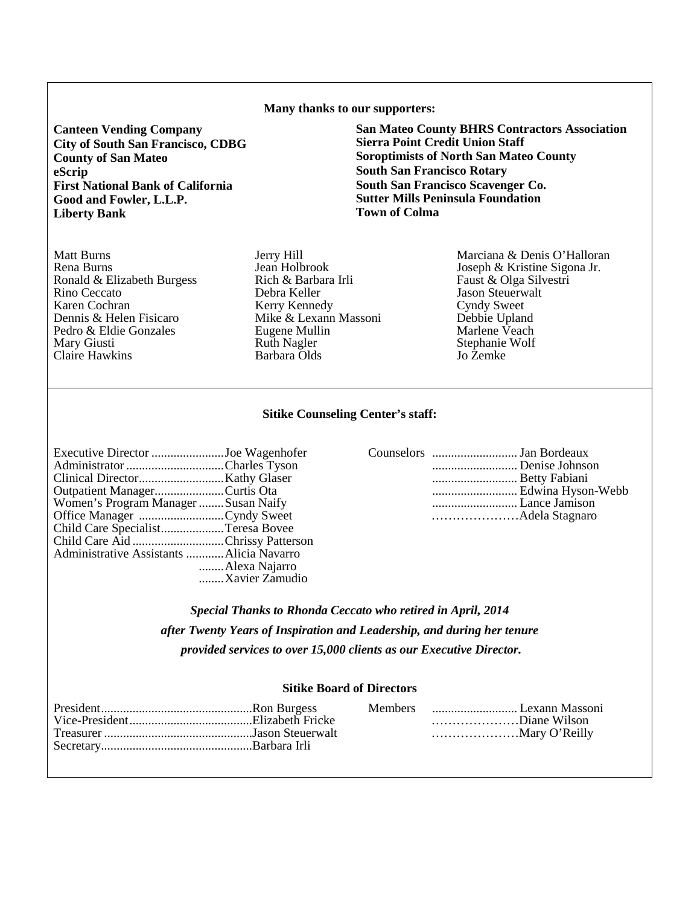**Many thanks to our supporters:**

**Canteen Vending Company**
**City of South San Francisco, CDBG**
**County of San Mateo**
**eScrip**
**First National Bank of California**
**Good and Fowler, L.L.P.**
**Liberty Bank**
**San Mateo County BHRS Contractors Association**
**Sierra Point Credit Union Staff**
**Soroptimists of North San Mateo County**
**South San Francisco Rotary**
**South San Francisco Scavenger Co.**
**Sutter Mills Peninsula Foundation**
**Town of Colma**

Matt Burns
Rena Burns
Ronald & Elizabeth Burgess
Rino Ceccato
Karen Cochran
Dennis & Helen Fisicaro
Pedro & Eldie Gonzales
Mary Giusti
Claire Hawkins
Jerry Hill
Jean Holbrook
Rich & Barbara Irli
Debra Keller
Kerry Kennedy
Mike & Lexann Massoni
Eugene Mullin
Ruth Nagler
Barbara Olds
Marciana & Denis O'Halloran
Joseph & Kristine Sigona Jr.
Faust & Olga Silvestri
Jason Steuerwalt
Cyndy Sweet
Debbie Upland
Marlene Veach
Stephanie Wolf
Jo Zemke

**Sitike Counseling Center's staff:**

Executive Director ....................... Joe Wagenhofer
Administrator ............................... Charles Tyson
Clinical Director........................... Kathy Glaser
Outpatient Manager...................... Curtis Ota
Women's Program Manager ........ Susan Naify
Office Manager ........................... Cyndy Sweet
Child Care Specialist.................... Teresa Bovee
Child Care Aid ............................. Chrissy Patterson
Administrative Assistants ............ Alicia Navarro
........ Alexa Najarro
........ Xavier Zamudio

Counselors ........................... Jan Bordeaux
........................... Denise Johnson
........................... Betty Fabiani
........................... Edwina Hyson-Webb
........................... Lance Jamison
…………………Adela Stagnaro

***Special Thanks to Rhonda Ceccato who retired in April, 2014***
***after Twenty Years of Inspiration and Leadership, and during her tenure***
***provided services to over 15,000 clients as our Executive Director.***

**Sitike Board of Directors**

President................................................ Ron Burgess
Vice-President....................................... Elizabeth Fricke
Treasurer ............................................... Jason Steuerwalt
Secretary................................................ Barbara Irli

Members ........................... Lexann Massoni
…………………Diane Wilson
…………………Mary O'Reilly